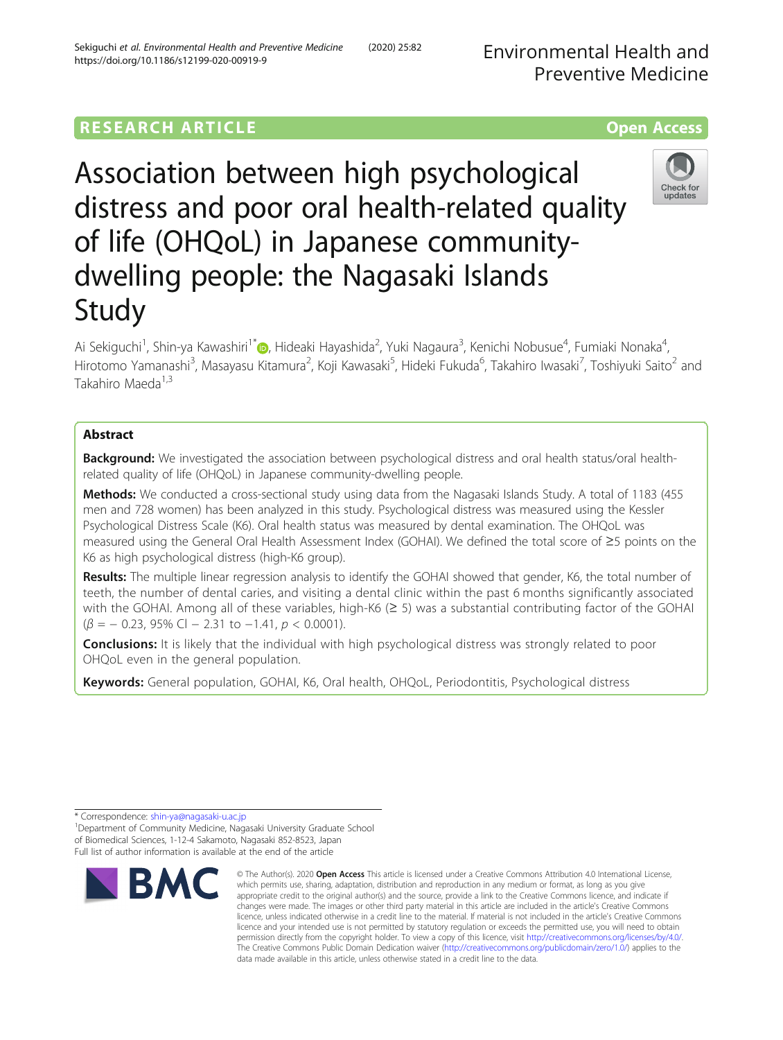RESEARCH ARTICLE

Open Access

# Association between high psychological distress and poor oral health-related quality of life (OHQoL) in Japanese community-dwelling people: the Nagasaki Islands Study

Ai Sekiguchi[1], Shin-ya Kawashiri[1*], Hideaki Hayashida[2], Yuki Nagaura[3], Kenichi Nobusue[4], Fumiaki Nonaka[4], Hirotomo Yamanashi[3], Masayasu Kitamura[2], Koji Kawasaki[5], Hideki Fukuda[6], Takahiro Iwasaki[7], Toshiyuki Saito[2] and Takahiro Maeda[1,3]

## Abstract

**Background:** We investigated the association between psychological distress and oral health status/oral health-related quality of life (OHQoL) in Japanese community-dwelling people.

**Methods:** We conducted a cross-sectional study using data from the Nagasaki Islands Study. A total of 1183 (455 men and 728 women) has been analyzed in this study. Psychological distress was measured using the Kessler Psychological Distress Scale (K6). Oral health status was measured by dental examination. The OHQoL was measured using the General Oral Health Assessment Index (GOHAI). We defined the total score of ≥5 points on the K6 as high psychological distress (high-K6 group).

**Results:** The multiple linear regression analysis to identify the GOHAI showed that gender, K6, the total number of teeth, the number of dental caries, and visiting a dental clinic within the past 6 months significantly associated with the GOHAI. Among all of these variables, high-K6 (≥ 5) was a substantial contributing factor of the GOHAI ($\beta = -0.23$, 95% CI − 2.31 to −1.41, $p < 0.0001$).

**Conclusions:** It is likely that the individual with high psychological distress was strongly related to poor OHQoL even in the general population.

**Keywords:** General population, GOHAI, K6, Oral health, OHQoL, Periodontitis, Psychological distress

* Correspondence: shin-ya@nagasaki-u.ac.jp
[1]Department of Community Medicine, Nagasaki University Graduate School of Biomedical Sciences, 1-12-4 Sakamoto, Nagasaki 852-8523, Japan
Full list of author information is available at the end of the article

© The Author(s). 2020 **Open Access** This article is licensed under a Creative Commons Attribution 4.0 International License, which permits use, sharing, adaptation, distribution and reproduction in any medium or format, as long as you give appropriate credit to the original author(s) and the source, provide a link to the Creative Commons licence, and indicate if changes were made. The images or other third party material in this article are included in the article's Creative Commons licence, unless indicated otherwise in a credit line to the material. If material is not included in the article's Creative Commons licence and your intended use is not permitted by statutory regulation or exceeds the permitted use, you will need to obtain permission directly from the copyright holder. To view a copy of this licence, visit http://creativecommons.org/licenses/by/4.0/. The Creative Commons Public Domain Dedication waiver (http://creativecommons.org/publicdomain/zero/1.0/) applies to the data made available in this article, unless otherwise stated in a credit line to the data.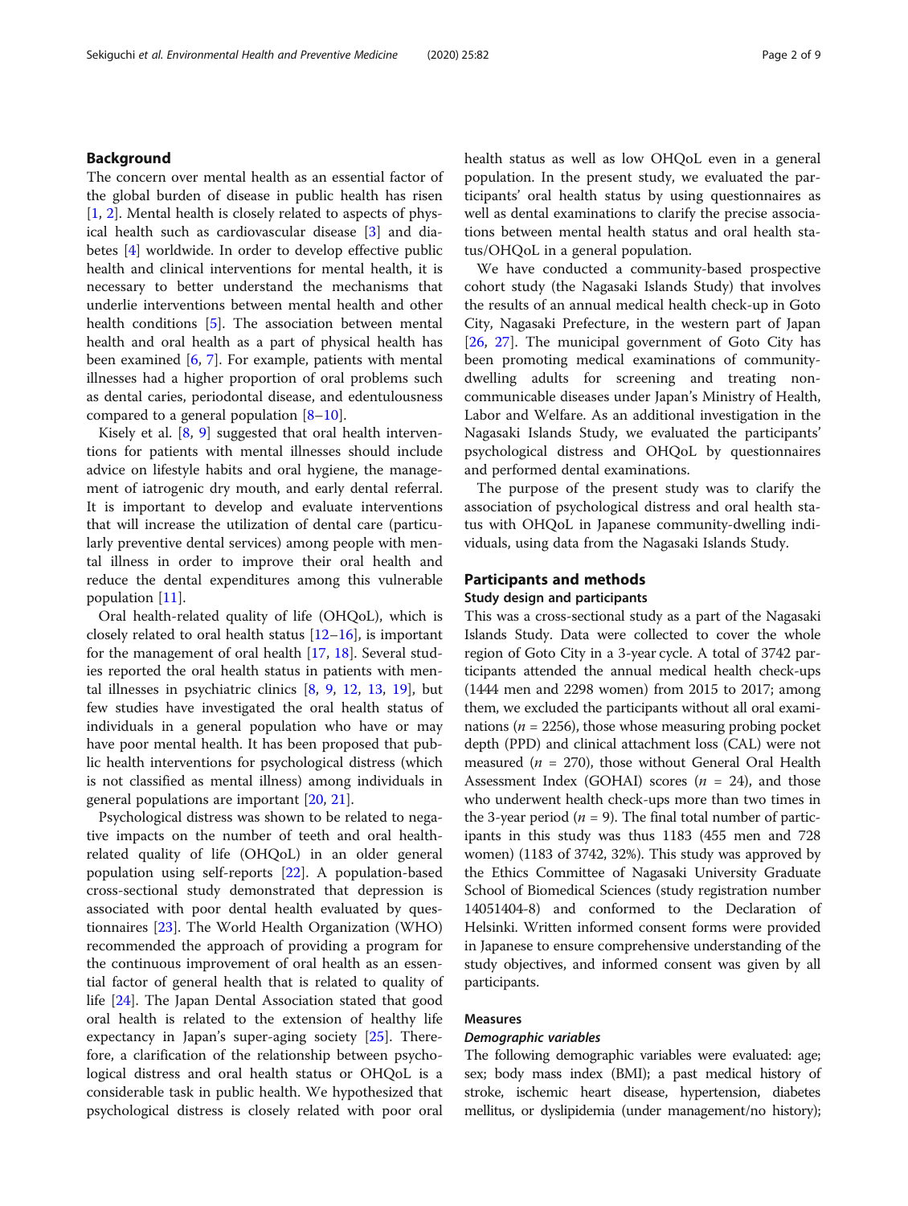## Background

The concern over mental health as an essential factor of the global burden of disease in public health has risen [1, 2]. Mental health is closely related to aspects of physical health such as cardiovascular disease [3] and diabetes [4] worldwide. In order to develop effective public health and clinical interventions for mental health, it is necessary to better understand the mechanisms that underlie interventions between mental health and other health conditions [5]. The association between mental health and oral health as a part of physical health has been examined [6, 7]. For example, patients with mental illnesses had a higher proportion of oral problems such as dental caries, periodontal disease, and edentulousness compared to a general population [8–10].

Kisely et al. [8, 9] suggested that oral health interventions for patients with mental illnesses should include advice on lifestyle habits and oral hygiene, the management of iatrogenic dry mouth, and early dental referral. It is important to develop and evaluate interventions that will increase the utilization of dental care (particularly preventive dental services) among people with mental illness in order to improve their oral health and reduce the dental expenditures among this vulnerable population [11].

Oral health-related quality of life (OHQoL), which is closely related to oral health status [12–16], is important for the management of oral health [17, 18]. Several studies reported the oral health status in patients with mental illnesses in psychiatric clinics [8, 9, 12, 13, 19], but few studies have investigated the oral health status of individuals in a general population who have or may have poor mental health. It has been proposed that public health interventions for psychological distress (which is not classified as mental illness) among individuals in general populations are important [20, 21].

Psychological distress was shown to be related to negative impacts on the number of teeth and oral health-related quality of life (OHQoL) in an older general population using self-reports [22]. A population-based cross-sectional study demonstrated that depression is associated with poor dental health evaluated by questionnaires [23]. The World Health Organization (WHO) recommended the approach of providing a program for the continuous improvement of oral health as an essential factor of general health that is related to quality of life [24]. The Japan Dental Association stated that good oral health is related to the extension of healthy life expectancy in Japan's super-aging society [25]. Therefore, a clarification of the relationship between psychological distress and oral health status or OHQoL is a considerable task in public health. We hypothesized that psychological distress is closely related with poor oral health status as well as low OHQoL even in a general population. In the present study, we evaluated the participants' oral health status by using questionnaires as well as dental examinations to clarify the precise associations between mental health status and oral health status/OHQoL in a general population.

We have conducted a community-based prospective cohort study (the Nagasaki Islands Study) that involves the results of an annual medical health check-up in Goto City, Nagasaki Prefecture, in the western part of Japan [26, 27]. The municipal government of Goto City has been promoting medical examinations of community-dwelling adults for screening and treating non-communicable diseases under Japan's Ministry of Health, Labor and Welfare. As an additional investigation in the Nagasaki Islands Study, we evaluated the participants' psychological distress and OHQoL by questionnaires and performed dental examinations.

The purpose of the present study was to clarify the association of psychological distress and oral health status with OHQoL in Japanese community-dwelling individuals, using data from the Nagasaki Islands Study.

## Participants and methods

### Study design and participants

This was a cross-sectional study as a part of the Nagasaki Islands Study. Data were collected to cover the whole region of Goto City in a 3-year cycle. A total of 3742 participants attended the annual medical health check-ups (1444 men and 2298 women) from 2015 to 2017; among them, we excluded the participants without all oral examinations ($n$ = 2256), those whose measuring probing pocket depth (PPD) and clinical attachment loss (CAL) were not measured ($n$ = 270), those without General Oral Health Assessment Index (GOHAI) scores ($n$ = 24), and those who underwent health check-ups more than two times in the 3-year period ($n$ = 9). The final total number of participants in this study was thus 1183 (455 men and 728 women) (1183 of 3742, 32%). This study was approved by the Ethics Committee of Nagasaki University Graduate School of Biomedical Sciences (study registration number 14051404-8) and conformed to the Declaration of Helsinki. Written informed consent forms were provided in Japanese to ensure comprehensive understanding of the study objectives, and informed consent was given by all participants.

### Measures

#### *Demographic variables*

The following demographic variables were evaluated: age; sex; body mass index (BMI); a past medical history of stroke, ischemic heart disease, hypertension, diabetes mellitus, or dyslipidemia (under management/no history);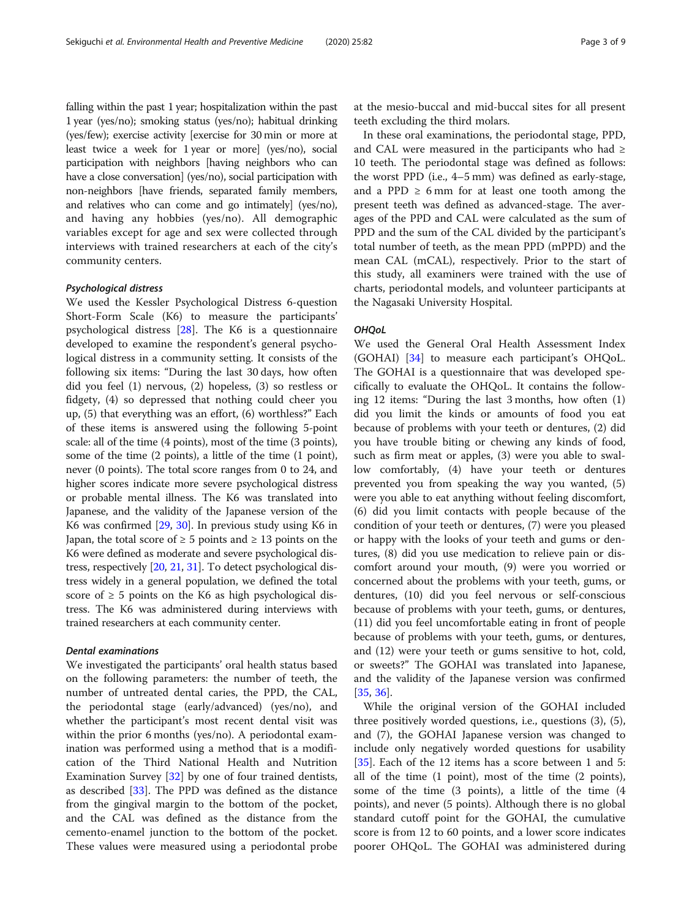falling within the past 1 year; hospitalization within the past 1 year (yes/no); smoking status (yes/no); habitual drinking (yes/few); exercise activity [exercise for 30 min or more at least twice a week for 1 year or more] (yes/no), social participation with neighbors [having neighbors who can have a close conversation] (yes/no), social participation with non-neighbors [have friends, separated family members, and relatives who can come and go intimately] (yes/no), and having any hobbies (yes/no). All demographic variables except for age and sex were collected through interviews with trained researchers at each of the city's community centers.

### Psychological distress

We used the Kessler Psychological Distress 6-question Short-Form Scale (K6) to measure the participants' psychological distress [28]. The K6 is a questionnaire developed to examine the respondent's general psychological distress in a community setting. It consists of the following six items: "During the last 30 days, how often did you feel (1) nervous, (2) hopeless, (3) so restless or fidgety, (4) so depressed that nothing could cheer you up, (5) that everything was an effort, (6) worthless?" Each of these items is answered using the following 5-point scale: all of the time (4 points), most of the time (3 points), some of the time (2 points), a little of the time (1 point), never (0 points). The total score ranges from 0 to 24, and higher scores indicate more severe psychological distress or probable mental illness. The K6 was translated into Japanese, and the validity of the Japanese version of the K6 was confirmed [29, 30]. In previous study using K6 in Japan, the total score of ≥ 5 points and ≥ 13 points on the K6 were defined as moderate and severe psychological distress, respectively [20, 21, 31]. To detect psychological distress widely in a general population, we defined the total score of ≥ 5 points on the K6 as high psychological distress. The K6 was administered during interviews with trained researchers at each community center.

### Dental examinations

We investigated the participants' oral health status based on the following parameters: the number of teeth, the number of untreated dental caries, the PPD, the CAL, the periodontal stage (early/advanced) (yes/no), and whether the participant's most recent dental visit was within the prior 6 months (yes/no). A periodontal examination was performed using a method that is a modification of the Third National Health and Nutrition Examination Survey [32] by one of four trained dentists, as described [33]. The PPD was defined as the distance from the gingival margin to the bottom of the pocket, and the CAL was defined as the distance from the cemento-enamel junction to the bottom of the pocket. These values were measured using a periodontal probe at the mesio-buccal and mid-buccal sites for all present teeth excluding the third molars.

In these oral examinations, the periodontal stage, PPD, and CAL were measured in the participants who had ≥ 10 teeth. The periodontal stage was defined as follows: the worst PPD (i.e., 4–5 mm) was defined as early-stage, and a PPD ≥ 6 mm for at least one tooth among the present teeth was defined as advanced-stage. The averages of the PPD and CAL were calculated as the sum of PPD and the sum of the CAL divided by the participant's total number of teeth, as the mean PPD (mPPD) and the mean CAL (mCAL), respectively. Prior to the start of this study, all examiners were trained with the use of charts, periodontal models, and volunteer participants at the Nagasaki University Hospital.

### OHQoL

We used the General Oral Health Assessment Index (GOHAI) [34] to measure each participant's OHQoL. The GOHAI is a questionnaire that was developed specifically to evaluate the OHQoL. It contains the following 12 items: "During the last 3 months, how often (1) did you limit the kinds or amounts of food you eat because of problems with your teeth or dentures, (2) did you have trouble biting or chewing any kinds of food, such as firm meat or apples, (3) were you able to swallow comfortably, (4) have your teeth or dentures prevented you from speaking the way you wanted, (5) were you able to eat anything without feeling discomfort, (6) did you limit contacts with people because of the condition of your teeth or dentures, (7) were you pleased or happy with the looks of your teeth and gums or dentures, (8) did you use medication to relieve pain or discomfort around your mouth, (9) were you worried or concerned about the problems with your teeth, gums, or dentures, (10) did you feel nervous or self-conscious because of problems with your teeth, gums, or dentures, (11) did you feel uncomfortable eating in front of people because of problems with your teeth, gums, or dentures, and (12) were your teeth or gums sensitive to hot, cold, or sweets?" The GOHAI was translated into Japanese, and the validity of the Japanese version was confirmed [35, 36].

While the original version of the GOHAI included three positively worded questions, i.e., questions (3), (5), and (7), the GOHAI Japanese version was changed to include only negatively worded questions for usability [35]. Each of the 12 items has a score between 1 and 5: all of the time (1 point), most of the time (2 points), some of the time (3 points), a little of the time (4 points), and never (5 points). Although there is no global standard cutoff point for the GOHAI, the cumulative score is from 12 to 60 points, and a lower score indicates poorer OHQoL. The GOHAI was administered during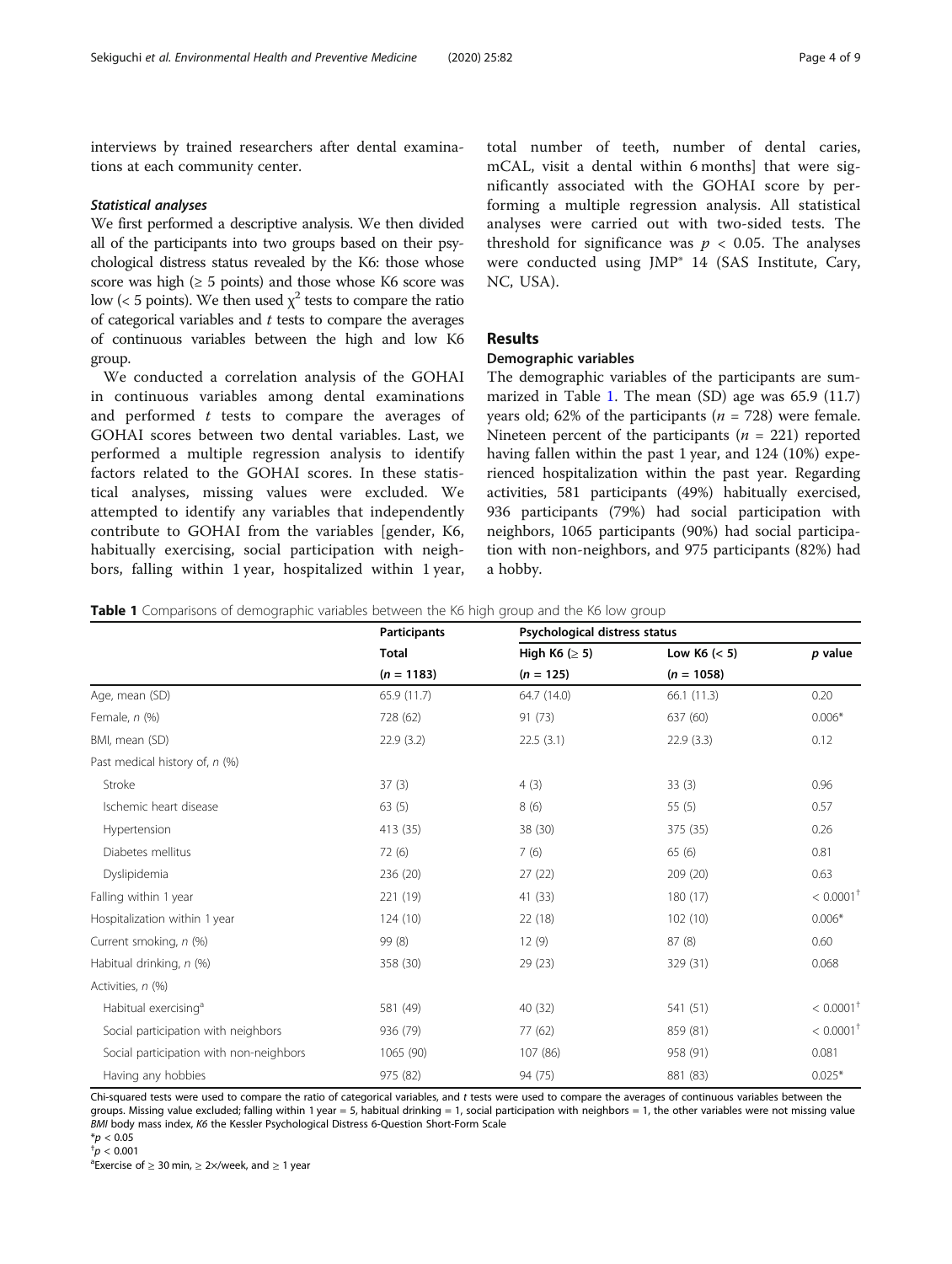interviews by trained researchers after dental examinations at each community center.

#### *Statistical analyses*

We first performed a descriptive analysis. We then divided all of the participants into two groups based on their psychological distress status revealed by the K6: those whose score was high (≥ 5 points) and those whose K6 score was low (< 5 points). We then used $\chi^2$ tests to compare the ratio of categorical variables and *t* tests to compare the averages of continuous variables between the high and low K6 group.

We conducted a correlation analysis of the GOHAI in continuous variables among dental examinations and performed *t* tests to compare the averages of GOHAI scores between two dental variables. Last, we performed a multiple regression analysis to identify factors related to the GOHAI scores. In these statistical analyses, missing values were excluded. We attempted to identify any variables that independently contribute to GOHAI from the variables [gender, K6, habitually exercising, social participation with neighbors, falling within 1 year, hospitalized within 1 year, total number of teeth, number of dental caries, mCAL, visit a dental within 6 months] that were significantly associated with the GOHAI score by performing a multiple regression analysis. All statistical analyses were carried out with two-sided tests. The threshold for significance was $p < 0.05$. The analyses were conducted using JMP® 14 (SAS Institute, Cary, NC, USA).

## Results

### Demographic variables

The demographic variables of the participants are summarized in Table 1. The mean (SD) age was 65.9 (11.7) years old; 62% of the participants ($n = 728$) were female. Nineteen percent of the participants ($n = 221$) reported having fallen within the past 1 year, and 124 (10%) experienced hospitalization within the past year. Regarding activities, 581 participants (49%) habitually exercised, 936 participants (79%) had social participation with neighbors, 1065 participants (90%) had social participation with non-neighbors, and 975 participants (82%) had a hobby.

**Table 1** Comparisons of demographic variables between the K6 high group and the K6 low group

| | Participants | Psychological distress status | | |
|---|---|---|---|---|
| | Total | High K6 (≥ 5) | Low K6 (< 5) | *p* value |
| | ($n = 1183$) | ($n = 125$) | ($n = 1058$) | |
| Age, mean (SD) | 65.9 (11.7) | 64.7 (14.0) | 66.1 (11.3) | 0.20 |
| Female, *n* (%) | 728 (62) | 91 (73) | 637 (60) | 0.006* |
| BMI, mean (SD) | 22.9 (3.2) | 22.5 (3.1) | 22.9 (3.3) | 0.12 |
| Past medical history of, *n* (%) | | | | |
| Stroke | 37 (3) | 4 (3) | 33 (3) | 0.96 |
| Ischemic heart disease | 63 (5) | 8 (6) | 55 (5) | 0.57 |
| Hypertension | 413 (35) | 38 (30) | 375 (35) | 0.26 |
| Diabetes mellitus | 72 (6) | 7 (6) | 65 (6) | 0.81 |
| Dyslipidemia | 236 (20) | 27 (22) | 209 (20) | 0.63 |
| Falling within 1 year | 221 (19) | 41 (33) | 180 (17) | < 0.0001[†] |
| Hospitalization within 1 year | 124 (10) | 22 (18) | 102 (10) | 0.006* |
| Current smoking, *n* (%) | 99 (8) | 12 (9) | 87 (8) | 0.60 |
| Habitual drinking, *n* (%) | 358 (30) | 29 (23) | 329 (31) | 0.068 |
| Activities, *n* (%) | | | | |
| Habitual exercising[a] | 581 (49) | 40 (32) | 541 (51) | < 0.0001[†] |
| Social participation with neighbors | 936 (79) | 77 (62) | 859 (81) | < 0.0001[†] |
| Social participation with non-neighbors | 1065 (90) | 107 (86) | 958 (91) | 0.081 |
| Having any hobbies | 975 (82) | 94 (75) | 881 (83) | 0.025* |

Chi-squared tests were used to compare the ratio of categorical variables, and *t* tests were used to compare the averages of continuous variables between the groups. Missing value excluded; falling within 1 year = 5, habitual drinking = 1, social participation with neighbors = 1, the other variables were not missing value
*BMI* body mass index, *K6* the Kessler Psychological Distress 6-Question Short-Form Scale

*$p < 0.05$

[†]$p < 0.001$

[a]Exercise of ≥ 30 min, ≥ 2×/week, and ≥ 1 year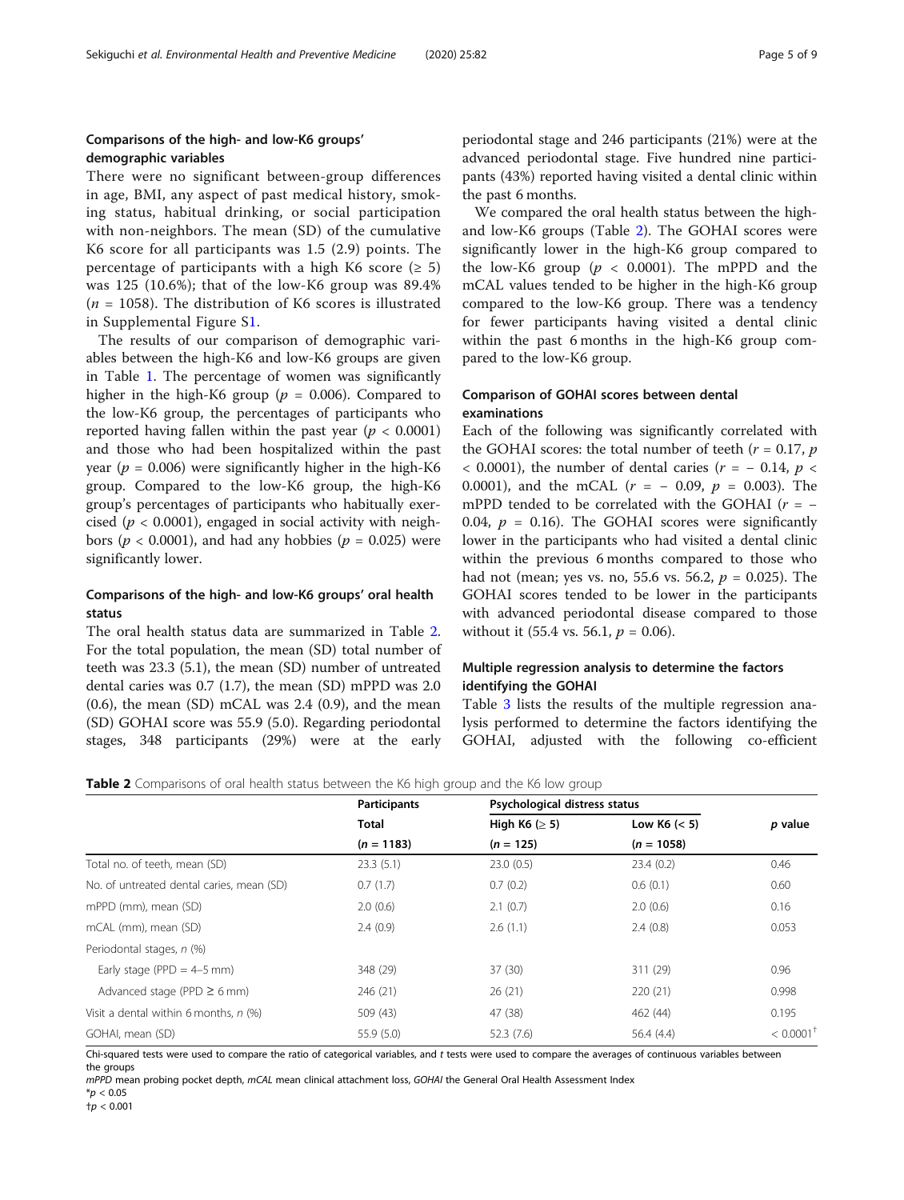### Comparisons of the high- and low-K6 groups' demographic variables

There were no significant between-group differences in age, BMI, any aspect of past medical history, smoking status, habitual drinking, or social participation with non-neighbors. The mean (SD) of the cumulative K6 score for all participants was 1.5 (2.9) points. The percentage of participants with a high K6 score (≥ 5) was 125 (10.6%); that of the low-K6 group was 89.4% ($n$ = 1058). The distribution of K6 scores is illustrated in Supplemental Figure S1.

The results of our comparison of demographic variables between the high-K6 and low-K6 groups are given in Table 1. The percentage of women was significantly higher in the high-K6 group ($p$ = 0.006). Compared to the low-K6 group, the percentages of participants who reported having fallen within the past year ($p < 0.0001$) and those who had been hospitalized within the past year ($p$ = 0.006) were significantly higher in the high-K6 group. Compared to the low-K6 group, the high-K6 group's percentages of participants who habitually exercised ($p < 0.0001$), engaged in social activity with neighbors ($p < 0.0001$), and had any hobbies ($p$ = 0.025) were significantly lower.

### Comparisons of the high- and low-K6 groups' oral health status

The oral health status data are summarized in Table 2. For the total population, the mean (SD) total number of teeth was 23.3 (5.1), the mean (SD) number of untreated dental caries was 0.7 (1.7), the mean (SD) mPPD was 2.0 (0.6), the mean (SD) mCAL was 2.4 (0.9), and the mean (SD) GOHAI score was 55.9 (5.0). Regarding periodontal stages, 348 participants (29%) were at the early periodontal stage and 246 participants (21%) were at the advanced periodontal stage. Five hundred nine participants (43%) reported having visited a dental clinic within the past 6 months.

We compared the oral health status between the high- and low-K6 groups (Table 2). The GOHAI scores were significantly lower in the high-K6 group compared to the low-K6 group ($p < 0.0001$). The mPPD and the mCAL values tended to be higher in the high-K6 group compared to the low-K6 group. There was a tendency for fewer participants having visited a dental clinic within the past 6 months in the high-K6 group compared to the low-K6 group.

### Comparison of GOHAI scores between dental examinations

Each of the following was significantly correlated with the GOHAI scores: the total number of teeth ($r$ = 0.17, $p < 0.0001$), the number of dental caries ($r$ = − 0.14, $p < 0.0001$), and the mCAL ($r$ = − 0.09, $p$ = 0.003). The mPPD tended to be correlated with the GOHAI ($r$ = − 0.04, $p$ = 0.16). The GOHAI scores were significantly lower in the participants who had visited a dental clinic within the previous 6 months compared to those who had not (mean; yes vs. no, 55.6 vs. 56.2, $p$ = 0.025). The GOHAI scores tended to be lower in the participants with advanced periodontal disease compared to those without it (55.4 vs. 56.1, $p$ = 0.06).

### Multiple regression analysis to determine the factors identifying the GOHAI

Table 3 lists the results of the multiple regression analysis performed to determine the factors identifying the GOHAI, adjusted with the following co-efficient

**Table 2** Comparisons of oral health status between the K6 high group and the K6 low group

| | Participants | Psychological distress status | | $p$ value |
|---|---|---|---|---|
| | Total | High K6 (≥ 5) | Low K6 (< 5) | |
| | ($n$ = 1183) | ($n$ = 125) | ($n$ = 1058) | |
| Total no. of teeth, mean (SD) | 23.3 (5.1) | 23.0 (0.5) | 23.4 (0.2) | 0.46 |
| No. of untreated dental caries, mean (SD) | 0.7 (1.7) | 0.7 (0.2) | 0.6 (0.1) | 0.60 |
| mPPD (mm), mean (SD) | 2.0 (0.6) | 2.1 (0.7) | 2.0 (0.6) | 0.16 |
| mCAL (mm), mean (SD) | 2.4 (0.9) | 2.6 (1.1) | 2.4 (0.8) | 0.053 |
| Periodontal stages, $n$ (%) | | | | |
| Early stage (PPD = 4–5 mm) | 348 (29) | 37 (30) | 311 (29) | 0.96 |
| Advanced stage (PPD ≥ 6 mm) | 246 (21) | 26 (21) | 220 (21) | 0.998 |
| Visit a dental within 6 months, $n$ (%) | 509 (43) | 47 (38) | 462 (44) | 0.195 |
| GOHAI, mean (SD) | 55.9 (5.0) | 52.3 (7.6) | 56.4 (4.4) | < 0.0001[†] |

Chi-squared tests were used to compare the ratio of categorical variables, and $t$ tests were used to compare the averages of continuous variables between the groups

*mPPD* mean probing pocket depth, *mCAL* mean clinical attachment loss, *GOHAI* the General Oral Health Assessment Index

*$p < 0.05$

†$p < 0.001$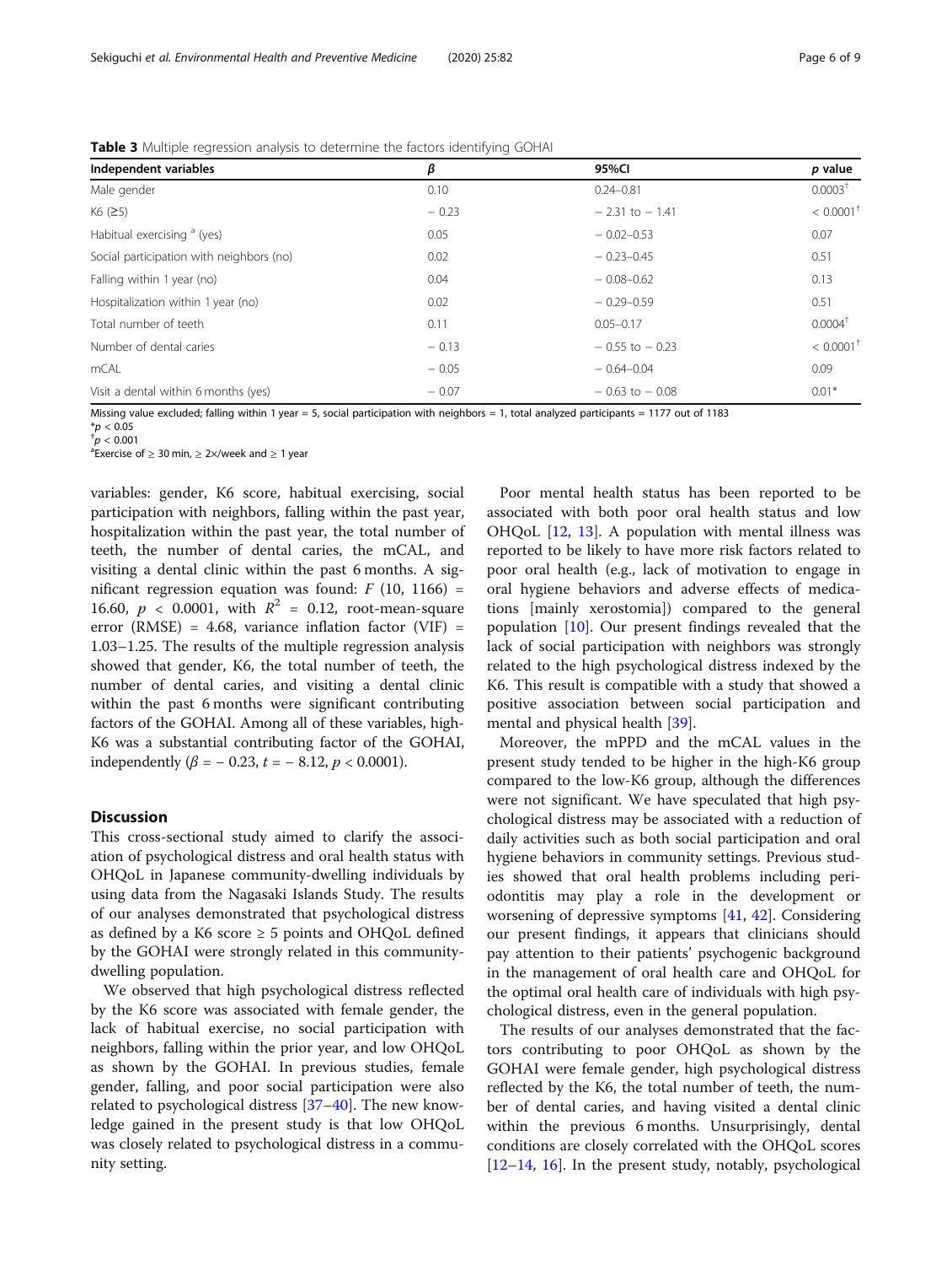**Table 3** Multiple regression analysis to determine the factors identifying GOHAI

| Independent variables | β | 95%CI | p value |
|---|---|---|---|
| Male gender | 0.10 | 0.24–0.81 | 0.0003[†] |
| K6 (≥5) | − 0.23 | − 2.31 to − 1.41 | < 0.0001[†] |
| Habitual exercising [a] (yes) | 0.05 | − 0.02–0.53 | 0.07 |
| Social participation with neighbors (no) | 0.02 | − 0.23–0.45 | 0.51 |
| Falling within 1 year (no) | 0.04 | − 0.08–0.62 | 0.13 |
| Hospitalization within 1 year (no) | 0.02 | − 0.29–0.59 | 0.51 |
| Total number of teeth | 0.11 | 0.05–0.17 | 0.0004[†] |
| Number of dental caries | − 0.13 | − 0.55 to − 0.23 | < 0.0001[†] |
| mCAL | − 0.05 | − 0.64–0.04 | 0.09 |
| Visit a dental within 6 months (yes) | − 0.07 | − 0.63 to − 0.08 | 0.01* |

Missing value excluded; falling within 1 year = 5, social participation with neighbors = 1, total analyzed participants = 1177 out of 1183

*$p < 0.05$

[†]$p < 0.001$

[a]Exercise of ≥ 30 min, ≥ 2×/week and ≥ 1 year

variables: gender, K6 score, habitual exercising, social participation with neighbors, falling within the past year, hospitalization within the past year, the total number of teeth, the number of dental caries, the mCAL, and visiting a dental clinic within the past 6 months. A significant regression equation was found: $F$ (10, 1166) = 16.60, $p < 0.0001$, with $R^2 = 0.12$, root-mean-square error (RMSE) = 4.68, variance inflation factor (VIF) = 1.03–1.25. The results of the multiple regression analysis showed that gender, K6, the total number of teeth, the number of dental caries, and visiting a dental clinic within the past 6 months were significant contributing factors of the GOHAI. Among all of these variables, high-K6 was a substantial contributing factor of the GOHAI, independently ($\beta = -0.23$, $t = -8.12$, $p < 0.0001$).

## Discussion

This cross-sectional study aimed to clarify the association of psychological distress and oral health status with OHQoL in Japanese community-dwelling individuals by using data from the Nagasaki Islands Study. The results of our analyses demonstrated that psychological distress as defined by a K6 score ≥ 5 points and OHQoL defined by the GOHAI were strongly related in this community-dwelling population.

We observed that high psychological distress reflected by the K6 score was associated with female gender, the lack of habitual exercise, no social participation with neighbors, falling within the prior year, and low OHQoL as shown by the GOHAI. In previous studies, female gender, falling, and poor social participation were also related to psychological distress [37–40]. The new knowledge gained in the present study is that low OHQoL was closely related to psychological distress in a community setting.

Poor mental health status has been reported to be associated with both poor oral health status and low OHQoL [12, 13]. A population with mental illness was reported to be likely to have more risk factors related to poor oral health (e.g., lack of motivation to engage in oral hygiene behaviors and adverse effects of medications [mainly xerostomia]) compared to the general population [10]. Our present findings revealed that the lack of social participation with neighbors was strongly related to the high psychological distress indexed by the K6. This result is compatible with a study that showed a positive association between social participation and mental and physical health [39].

Moreover, the mPPD and the mCAL values in the present study tended to be higher in the high-K6 group compared to the low-K6 group, although the differences were not significant. We have speculated that high psychological distress may be associated with a reduction of daily activities such as both social participation and oral hygiene behaviors in community settings. Previous studies showed that oral health problems including periodontitis may play a role in the development or worsening of depressive symptoms [41, 42]. Considering our present findings, it appears that clinicians should pay attention to their patients' psychogenic background in the management of oral health care and OHQoL for the optimal oral health care of individuals with high psychological distress, even in the general population.

The results of our analyses demonstrated that the factors contributing to poor OHQoL as shown by the GOHAI were female gender, high psychological distress reflected by the K6, the total number of teeth, the number of dental caries, and having visited a dental clinic within the previous 6 months. Unsurprisingly, dental conditions are closely correlated with the OHQoL scores [12–14, 16]. In the present study, notably, psychological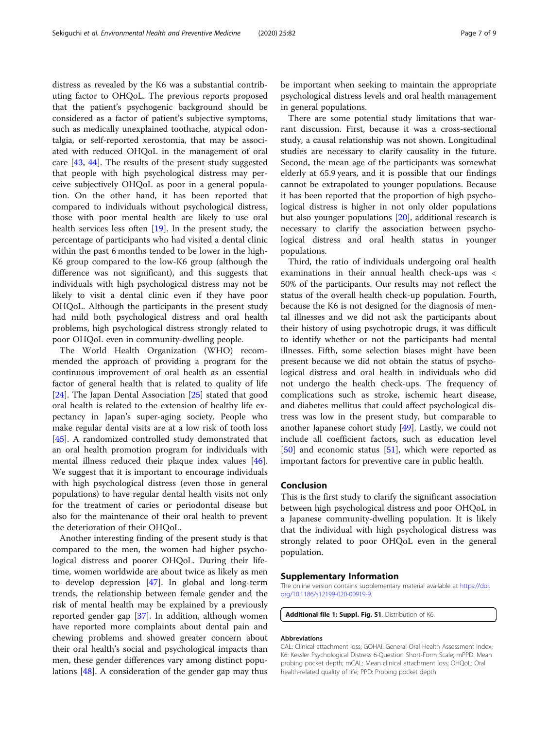distress as revealed by the K6 was a substantial contributing factor to OHQoL. The previous reports proposed that the patient's psychogenic background should be considered as a factor of patient's subjective symptoms, such as medically unexplained toothache, atypical odontalgia, or self-reported xerostomia, that may be associated with reduced OHQoL in the management of oral care [43, 44]. The results of the present study suggested that people with high psychological distress may perceive subjectively OHQoL as poor in a general population. On the other hand, it has been reported that compared to individuals without psychological distress, those with poor mental health are likely to use oral health services less often [19]. In the present study, the percentage of participants who had visited a dental clinic within the past 6 months tended to be lower in the high-K6 group compared to the low-K6 group (although the difference was not significant), and this suggests that individuals with high psychological distress may not be likely to visit a dental clinic even if they have poor OHQoL. Although the participants in the present study had mild both psychological distress and oral health problems, high psychological distress strongly related to poor OHQoL even in community-dwelling people.

The World Health Organization (WHO) recommended the approach of providing a program for the continuous improvement of oral health as an essential factor of general health that is related to quality of life [24]. The Japan Dental Association [25] stated that good oral health is related to the extension of healthy life expectancy in Japan's super-aging society. People who make regular dental visits are at a low risk of tooth loss [45]. A randomized controlled study demonstrated that an oral health promotion program for individuals with mental illness reduced their plaque index values [46]. We suggest that it is important to encourage individuals with high psychological distress (even those in general populations) to have regular dental health visits not only for the treatment of caries or periodontal disease but also for the maintenance of their oral health to prevent the deterioration of their OHQoL.

Another interesting finding of the present study is that compared to the men, the women had higher psychological distress and poorer OHQoL. During their lifetime, women worldwide are about twice as likely as men to develop depression [47]. In global and long-term trends, the relationship between female gender and the risk of mental health may be explained by a previously reported gender gap [37]. In addition, although women have reported more complaints about dental pain and chewing problems and showed greater concern about their oral health's social and psychological impacts than men, these gender differences vary among distinct populations [48]. A consideration of the gender gap may thus be important when seeking to maintain the appropriate psychological distress levels and oral health management in general populations.

There are some potential study limitations that warrant discussion. First, because it was a cross-sectional study, a causal relationship was not shown. Longitudinal studies are necessary to clarify causality in the future. Second, the mean age of the participants was somewhat elderly at 65.9 years, and it is possible that our findings cannot be extrapolated to younger populations. Because it has been reported that the proportion of high psychological distress is higher in not only older populations but also younger populations [20], additional research is necessary to clarify the association between psychological distress and oral health status in younger populations.

Third, the ratio of individuals undergoing oral health examinations in their annual health check-ups was < 50% of the participants. Our results may not reflect the status of the overall health check-up population. Fourth, because the K6 is not designed for the diagnosis of mental illnesses and we did not ask the participants about their history of using psychotropic drugs, it was difficult to identify whether or not the participants had mental illnesses. Fifth, some selection biases might have been present because we did not obtain the status of psychological distress and oral health in individuals who did not undergo the health check-ups. The frequency of complications such as stroke, ischemic heart disease, and diabetes mellitus that could affect psychological distress was low in the present study, but comparable to another Japanese cohort study [49]. Lastly, we could not include all coefficient factors, such as education level [50] and economic status [51], which were reported as important factors for preventive care in public health.

## Conclusion

This is the first study to clarify the significant association between high psychological distress and poor OHQoL in a Japanese community-dwelling population. It is likely that the individual with high psychological distress was strongly related to poor OHQoL even in the general population.

## Supplementary Information

The online version contains supplementary material available at https://doi.org/10.1186/s12199-020-00919-9.

**Additional file 1: Suppl. Fig. S1**. Distribution of K6.

#### Abbreviations

CAL: Clinical attachment loss; GOHAI: General Oral Health Assessment Index; K6: Kessler Psychological Distress 6-Question Short-Form Scale; mPPD: Mean probing pocket depth; mCAL: Mean clinical attachment loss; OHQoL: Oral health-related quality of life; PPD: Probing pocket depth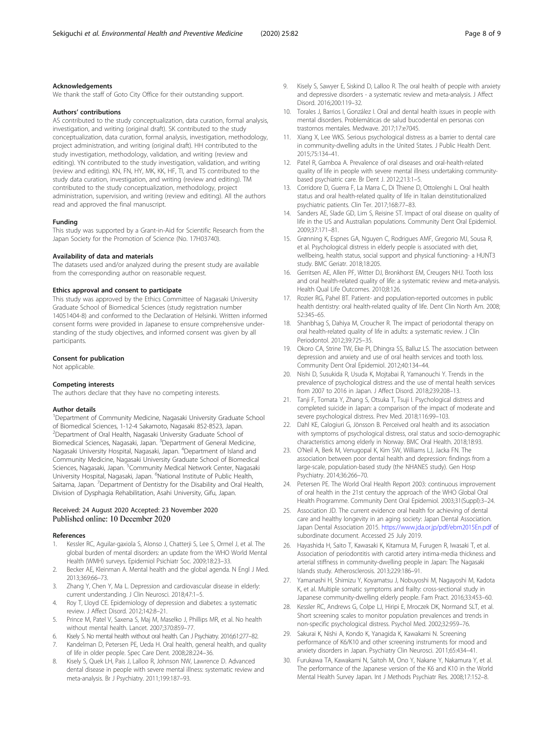### Acknowledgements

We thank the staff of Goto City Office for their outstanding support.

### Authors' contributions

AS contributed to the study conceptualization, data curation, formal analysis, investigation, and writing (original draft). SK contributed to the study conceptualization, data curation, formal analysis, investigation, methodology, project administration, and writing (original draft). HH contributed to the study investigation, methodology, validation, and writing (review and editing). YN contributed to the study investigation, validation, and writing (review and editing). KN, FN, HY, MK, KK, HF, TI, and TS contributed to the study data curation, investigation, and writing (review and editing). TM contributed to the study conceptualization, methodology, project administration, supervision, and writing (review and editing). All the authors read and approved the final manuscript.

### Funding

This study was supported by a Grant-in-Aid for Scientific Research from the Japan Society for the Promotion of Science (No. 17H03740).

### Availability of data and materials

The datasets used and/or analyzed during the present study are available from the corresponding author on reasonable request.

### Ethics approval and consent to participate

This study was approved by the Ethics Committee of Nagasaki University Graduate School of Biomedical Sciences (study registration number 14051404-8) and conformed to the Declaration of Helsinki. Written informed consent forms were provided in Japanese to ensure comprehensive understanding of the study objectives, and informed consent was given by all participants.

### Consent for publication

Not applicable.

### Competing interests

The authors declare that they have no competing interests.

### Author details

[1]Department of Community Medicine, Nagasaki University Graduate School of Biomedical Sciences, 1-12-4 Sakamoto, Nagasaki 852-8523, Japan. [2]Department of Oral Health, Nagasaki University Graduate School of Biomedical Sciences, Nagasaki, Japan. [3]Department of General Medicine, Nagasaki University Hospital, Nagasaki, Japan. [4]Department of Island and Community Medicine, Nagasaki University Graduate School of Biomedical Sciences, Nagasaki, Japan. [5]Community Medical Network Center, Nagasaki University Hospital, Nagasaki, Japan. [6]National Institute of Public Health, Saitama, Japan. [7]Department of Dentistry for the Disability and Oral Health, Division of Dysphagia Rehabilitation, Asahi University, Gifu, Japan.

Received: 24 August 2020 Accepted: 23 November 2020
Published online: 10 December 2020

### References

1. Kessler RC, Aguilar-gaxiola S, Alonso J, Chatterji S, Lee S, Ormel J, et al. The global burden of mental disorders: an update from the WHO World Mental Health (WMH) surveys. Epidemiol Psichiatr Soc. 2009;18:23–33.
2. Becker AE, Kleinman A. Mental health and the global agenda. N Engl J Med. 2013;369:66–73.
3. Zhang Y, Chen Y, Ma L. Depression and cardiovascular disease in elderly: current understanding. J Clin Neurosci. 2018;47:1–5.
4. Roy T, Lloyd CE. Epidemiology of depression and diabetes: a systematic review. J Affect Disord. 2012;142:8–21.
5. Prince M, Patel V, Saxena S, Maj M, Maselko J, Phillips MR, et al. No health without mental health. Lancet. 2007;370:859–77.
6. Kisely S. No mental health without oral health. Can J Psychiatry. 2016;61:277–82.
7. Kandelman D, Petersen PE, Ueda H. Oral health, general health, and quality of life in older people. Spec Care Dent. 2008;28:224–36.
8. Kisely S, Quek LH, Pais J, Lalloo R, Johnson NW, Lawrence D. Advanced dental disease in people with severe mental illness: systematic review and meta-analysis. Br J Psychiatry. 2011;199:187–93.
9. Kisely S, Sawyer E, Siskind D, Lalloo R. The oral health of people with anxiety and depressive disorders - a systematic review and meta-analysis. J Affect Disord. 2016;200:119–32.
10. Torales J, Barrios I, González I. Oral and dental health issues in people with mental disorders. Problemáticas de salud bucodental en personas con trastornos mentales. Medwave. 2017;17:e7045.
11. Xiang X, Lee WKS. Serious psychological distress as a barrier to dental care in community-dwelling adults in the United States. J Public Health Dent. 2015;75:134–41.
12. Patel R, Gamboa A. Prevalence of oral diseases and oral-health-related quality of life in people with severe mental illness undertaking community-based psychiatric care. Br Dent J. 2012;213:1–5.
13. Corridore D, Guerra F, La Marra C, Di Thiene D, Ottolenghi L. Oral health status and oral health-related quality of life in Italian deinstitutionalized psychiatric patients. Clin Ter. 2017;168:77–83.
14. Sanders AE, Slade GD, Lim S, Reisine ST. Impact of oral disease on quality of life in the US and Australian populations. Community Dent Oral Epidemiol. 2009;37:171–81.
15. Grønning K, Espnes GA, Nguyen C, Rodrigues AMF, Gregorio MJ, Sousa R, et al. Psychological distress in elderly people is associated with diet, wellbeing, health status, social support and physical functioning- a HUNT3 study. BMC Geriatr. 2018;18:205.
16. Gerritsen AE, Allen PF, Witter DJ, Bronkhorst EM, Creugers NHJ. Tooth loss and oral health-related quality of life: a systematic review and meta-analysis. Health Qual Life Outcomes. 2010;8:126.
17. Rozier RG, Pahel BT. Patient- and population-reported outcomes in public health dentistry: oral health-related quality of life. Dent Clin North Am. 2008;52:345–65.
18. Shanbhag S, Dahiya M, Croucher R. The impact of periodontal therapy on oral health-related quality of life in adults: a systematic review. J Clin Periodontol. 2012;39:725–35.
19. Okoro CA, Strine TW, Eke PI, Dhingra SS, Balluz LS. The association between depression and anxiety and use of oral health services and tooth loss. Community Dent Oral Epidemiol. 2012;40:134–44.
20. Nishi D, Susukida R, Usuda K, Mojtabai R, Yamanouchi Y. Trends in the prevalence of psychological distress and the use of mental health services from 2007 to 2016 in Japan. J Affect Disord. 2018;239:208–13.
21. Tanji F, Tomata Y, Zhang S, Otsuka T, Tsuji I. Psychological distress and completed suicide in Japan: a comparison of the impact of moderate and severe psychological distress. Prev Med. 2018;116:99–103.
22. Dahl KE, Calogiuri G, Jönsson B. Perceived oral health and its association with symptoms of psychological distress, oral status and socio-demographic characteristics among elderly in Norway. BMC Oral Health. 2018;18:93.
23. O'Neil A, Berk M, Venugopal K, Kim SW, Williams LJ, Jacka FN. The association between poor dental health and depression: findings from a large-scale, population-based study (the NHANES study). Gen Hosp Psychiatry. 2014;36:266–70.
24. Petersen PE. The World Oral Health Report 2003: continuous improvement of oral health in the 21st century the approach of the WHO Global Oral Health Programme. Community Dent Oral Epidemiol. 2003;31(Suppl):3–24.
25. Association JD. The current evidence oral health for achieving of dental care and healthy longevity in an aging society: Japan Dental Association. Japan Dental Association 2015. https://www.jda.or.jp/pdf/ebm2015En.pdf of subordinate document. Accessed 25 July 2019.
26. Hayashida H, Saito T, Kawasaki K, Kitamura M, Furugen R, Iwasaki T, et al. Association of periodontitis with carotid artery intima-media thickness and arterial stiffness in community-dwelling people in Japan: The Nagasaki Islands study. Atherosclerosis. 2013;229:186–91.
27. Yamanashi H, Shimizu Y, Koyamatsu J, Nobuyoshi M, Nagayoshi M, Kadota K, et al. Multiple somatic symptoms and frailty: cross-sectional study in Japanese community-dwelling elderly people. Fam Pract. 2016;33:453–60.
28. Kessler RC, Andrews G, Colpe LJ, Hiripi E, Mroczek DK, Normand SLT, et al. Short screening scales to monitor population prevalences and trends in non-specific psychological distress. Psychol Med. 2002;32:959–76.
29. Sakurai K, Nishi A, Kondo K, Yanagida K, Kawakami N. Screening performance of K6/K10 and other screening instruments for mood and anxiety disorders in Japan. Psychiatry Clin Neurosci. 2011;65:434–41.
30. Furukawa TA, Kawakami N, Saitoh M, Ono Y, Nakane Y, Nakamura Y, et al. The performance of the Japanese version of the K6 and K10 in the World Mental Health Survey Japan. Int J Methods Psychiatr Res. 2008;17:152–8.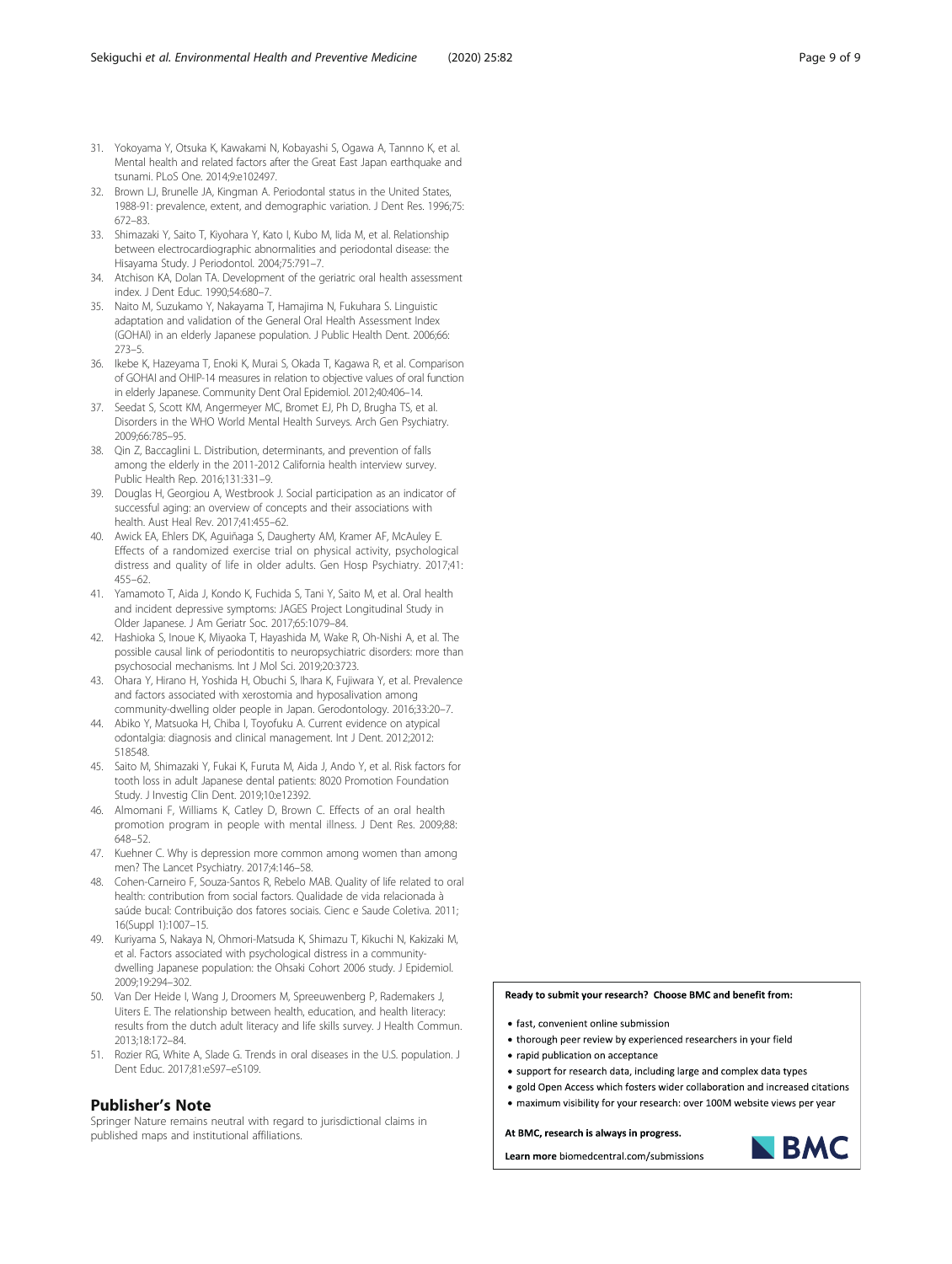31. Yokoyama Y, Otsuka K, Kawakami N, Kobayashi S, Ogawa A, Tannno K, et al. Mental health and related factors after the Great East Japan earthquake and tsunami. PLoS One. 2014;9:e102497.
32. Brown LJ, Brunelle JA, Kingman A. Periodontal status in the United States, 1988-91: prevalence, extent, and demographic variation. J Dent Res. 1996;75:672–83.
33. Shimazaki Y, Saito T, Kiyohara Y, Kato I, Kubo M, Iida M, et al. Relationship between electrocardiographic abnormalities and periodontal disease: the Hisayama Study. J Periodontol. 2004;75:791–7.
34. Atchison KA, Dolan TA. Development of the geriatric oral health assessment index. J Dent Educ. 1990;54:680–7.
35. Naito M, Suzukamo Y, Nakayama T, Hamajima N, Fukuhara S. Linguistic adaptation and validation of the General Oral Health Assessment Index (GOHAI) in an elderly Japanese population. J Public Health Dent. 2006;66:273–5.
36. Ikebe K, Hazeyama T, Enoki K, Murai S, Okada T, Kagawa R, et al. Comparison of GOHAI and OHIP-14 measures in relation to objective values of oral function in elderly Japanese. Community Dent Oral Epidemiol. 2012;40:406–14.
37. Seedat S, Scott KM, Angermeyer MC, Bromet EJ, Ph D, Brugha TS, et al. Disorders in the WHO World Mental Health Surveys. Arch Gen Psychiatry. 2009;66:785–95.
38. Qin Z, Baccaglini L. Distribution, determinants, and prevention of falls among the elderly in the 2011-2012 California health interview survey. Public Health Rep. 2016;131:331–9.
39. Douglas H, Georgiou A, Westbrook J. Social participation as an indicator of successful aging: an overview of concepts and their associations with health. Aust Heal Rev. 2017;41:455–62.
40. Awick EA, Ehlers DK, Aguiñaga S, Daugherty AM, Kramer AF, McAuley E. Effects of a randomized exercise trial on physical activity, psychological distress and quality of life in older adults. Gen Hosp Psychiatry. 2017;41:455–62.
41. Yamamoto T, Aida J, Kondo K, Fuchida S, Tani Y, Saito M, et al. Oral health and incident depressive symptoms: JAGES Project Longitudinal Study in Older Japanese. J Am Geriatr Soc. 2017;65:1079–84.
42. Hashioka S, Inoue K, Miyaoka T, Hayashida M, Wake R, Oh-Nishi A, et al. The possible causal link of periodontitis to neuropsychiatric disorders: more than psychosocial mechanisms. Int J Mol Sci. 2019;20:3723.
43. Ohara Y, Hirano H, Yoshida H, Obuchi S, Ihara K, Fujiwara Y, et al. Prevalence and factors associated with xerostomia and hyposalivation among community-dwelling older people in Japan. Gerodontology. 2016;33:20–7.
44. Abiko Y, Matsuoka H, Chiba I, Toyofuku A. Current evidence on atypical odontalgia: diagnosis and clinical management. Int J Dent. 2012;2012:518548.
45. Saito M, Shimazaki Y, Fukai K, Furuta M, Aida J, Ando Y, et al. Risk factors for tooth loss in adult Japanese dental patients: 8020 Promotion Foundation Study. J Investig Clin Dent. 2019;10:e12392.
46. Almomani F, Williams K, Catley D, Brown C. Effects of an oral health promotion program in people with mental illness. J Dent Res. 2009;88:648–52.
47. Kuehner C. Why is depression more common among women than among men? The Lancet Psychiatry. 2017;4:146–58.
48. Cohen-Carneiro F, Souza-Santos R, Rebelo MAB. Quality of life related to oral health: contribution from social factors. Qualidade de vida relacionada à saúde bucal: Contribuição dos fatores sociais. Cienc e Saude Coletiva. 2011;16(Suppl 1):1007–15.
49. Kuriyama S, Nakaya N, Ohmori-Matsuda K, Shimazu T, Kikuchi N, Kakizaki M, et al. Factors associated with psychological distress in a community-dwelling Japanese population: the Ohsaki Cohort 2006 study. J Epidemiol. 2009;19:294–302.
50. Van Der Heide I, Wang J, Droomers M, Spreeuwenberg P, Rademakers J, Uiters E. The relationship between health, education, and health literacy: results from the dutch adult literacy and life skills survey. J Health Commun. 2013;18:172–84.
51. Rozier RG, White A, Slade G. Trends in oral diseases in the U.S. population. J Dent Educ. 2017;81:eS97–eS109.

## Publisher's Note

Springer Nature remains neutral with regard to jurisdictional claims in published maps and institutional affiliations.

**Ready to submit your research? Choose BMC and benefit from:**

- fast, convenient online submission
- thorough peer review by experienced researchers in your field
- rapid publication on acceptance
- support for research data, including large and complex data types
- gold Open Access which fosters wider collaboration and increased citations
- maximum visibility for your research: over 100M website views per year

**At BMC, research is always in progress.**

**Learn more** biomedcentral.com/submissions

BMC